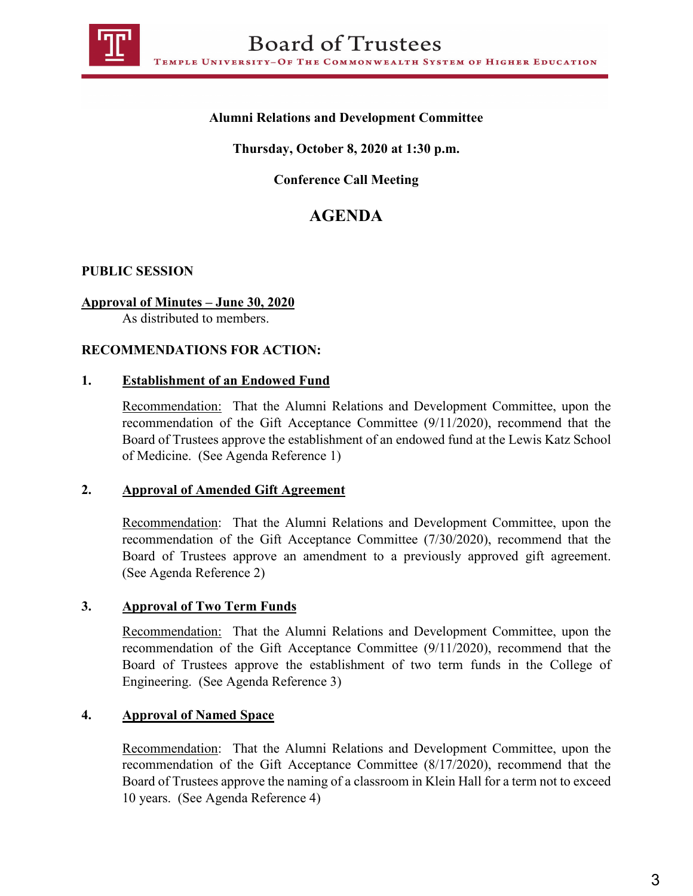# Board of Trustees

TEMPLE UNIVERSITY–OF THE COMMONWEALTH SYSTEM OF HIGHER EDUCATION

**Alumni Relations and Development Committee**

**Thursday, October 8, 2020 at 1:30 p.m.**

**Conference Call Meeting**

## AGENDA

**PUBLIC SESSION**

**Approval of Minutes – June 30, 2020**

As distributed to members.

**RECOMMENDATIONS FOR ACTION:**

**1. Establishment of an Endowed Fund**

Recommendation: That the Alumni Relations and Development Committee, upon the recommendation of the Gift Acceptance Committee (9/11/2020), recommend that the Board of Trustees approve the establishment of an endowed fund at the Lewis Katz School of Medicine. (See Agenda Reference 1)

**2. Approval of Amended Gift Agreement**

Recommendation: That the Alumni Relations and Development Committee, upon the recommendation of the Gift Acceptance Committee (7/30/2020), recommend that the Board of Trustees approve an amendment to a previously approved gift agreement. (See Agenda Reference 2)

**3. Approval of Two Term Funds**

Recommendation: That the Alumni Relations and Development Committee, upon the recommendation of the Gift Acceptance Committee (9/11/2020), recommend that the Board of Trustees approve the establishment of two term funds in the College of Engineering. (See Agenda Reference 3)

**4. Approval of Named Space**

Recommendation: That the Alumni Relations and Development Committee, upon the recommendation of the Gift Acceptance Committee (8/17/2020), recommend that the Board of Trustees approve the naming of a classroom in Klein Hall for a term not to exceed 10 years. (See Agenda Reference 4)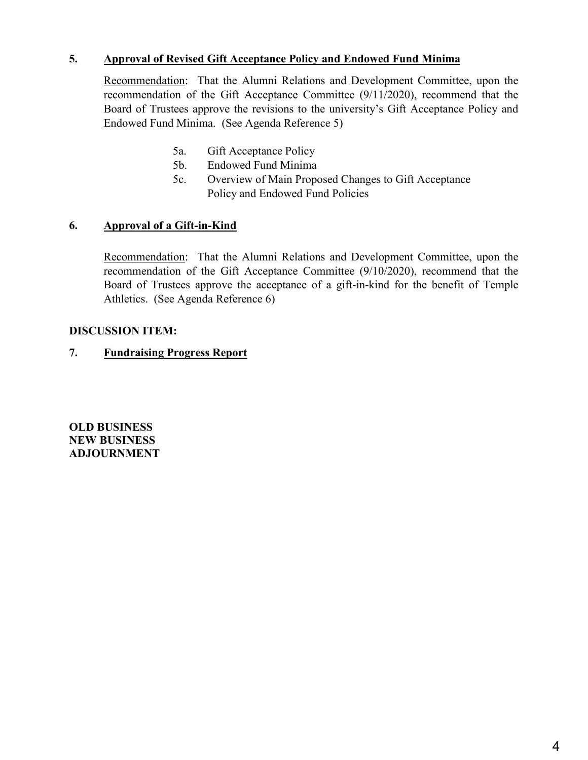**5. Approval of Revised Gift Acceptance Policy and Endowed Fund Minima**

Recommendation: That the Alumni Relations and Development Committee, upon the recommendation of the Gift Acceptance Committee (9/11/2020), recommend that the Board of Trustees approve the revisions to the university's Gift Acceptance Policy and Endowed Fund Minima. (See Agenda Reference 5)

- 5a. Gift Acceptance Policy
- 5b. Endowed Fund Minima
- 5c. Overview of Main Proposed Changes to Gift Acceptance Policy and Endowed Fund Policies

**6. Approval of a Gift-in-Kind**

Recommendation: That the Alumni Relations and Development Committee, upon the recommendation of the Gift Acceptance Committee (9/10/2020), recommend that the Board of Trustees approve the acceptance of a gift-in-kind for the benefit of Temple Athletics. (See Agenda Reference 6)

**DISCUSSION ITEM:**

**7. Fundraising Progress Report**

**OLD BUSINESS**
**NEW BUSINESS**
**ADJOURNMENT**